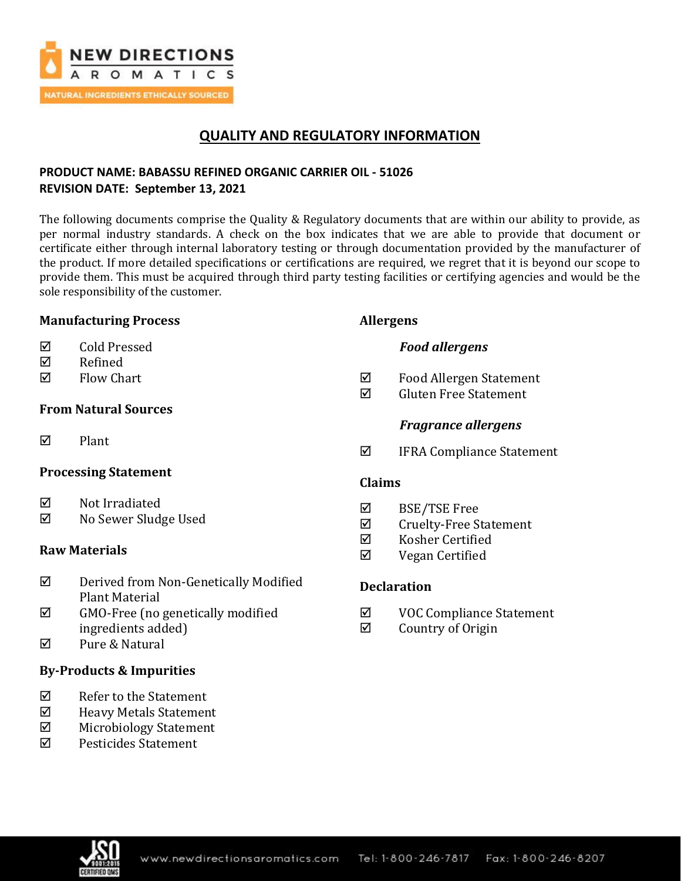NEW DIRECTIONS AROMATICS

NATURAL INGREDIENTS ETHICALLY SOURCED

# QUALITY AND REGULATORY INFORMATION

**PRODUCT NAME: BABASSU REFINED ORGANIC CARRIER OIL - 51026**
**REVISION DATE: September 13, 2021**

The following documents comprise the Quality & Regulatory documents that are within our ability to provide, as per normal industry standards. A check on the box indicates that we are able to provide that document or certificate either through internal laboratory testing or through documentation provided by the manufacturer of the product. If more detailed specifications or certifications are required, we regret that it is beyond our scope to provide them. This must be acquired through third party testing facilities or certifying agencies and would be the sole responsibility of the customer.

### Manufacturing Process

- ☑ Cold Pressed
- ☑ Refined
- ☑ Flow Chart

### From Natural Sources

- ☑ Plant

### Processing Statement

- ☑ Not Irradiated
- ☑ No Sewer Sludge Used

### Raw Materials

- ☑ Derived from Non-Genetically Modified Plant Material
- ☑ GMO-Free (no genetically modified ingredients added)
- ☑ Pure & Natural

### By-Products & Impurities

- ☑ Refer to the Statement
- ☑ Heavy Metals Statement
- ☑ Microbiology Statement
- ☑ Pesticides Statement

### Allergens

***Food allergens***

- ☑ Food Allergen Statement
- ☑ Gluten Free Statement

***Fragrance allergens***

- ☑ IFRA Compliance Statement

### Claims

- ☑ BSE/TSE Free
- ☑ Cruelty-Free Statement
- ☑ Kosher Certified
- ☑ Vegan Certified

### Declaration

- ☑ VOC Compliance Statement
- ☑ Country of Origin

ISO 9001:2015 CERTIFIED QMS

www.newdirectionsaromatics.com Tel: 1-800-246-7817 Fax: 1-800-246-8207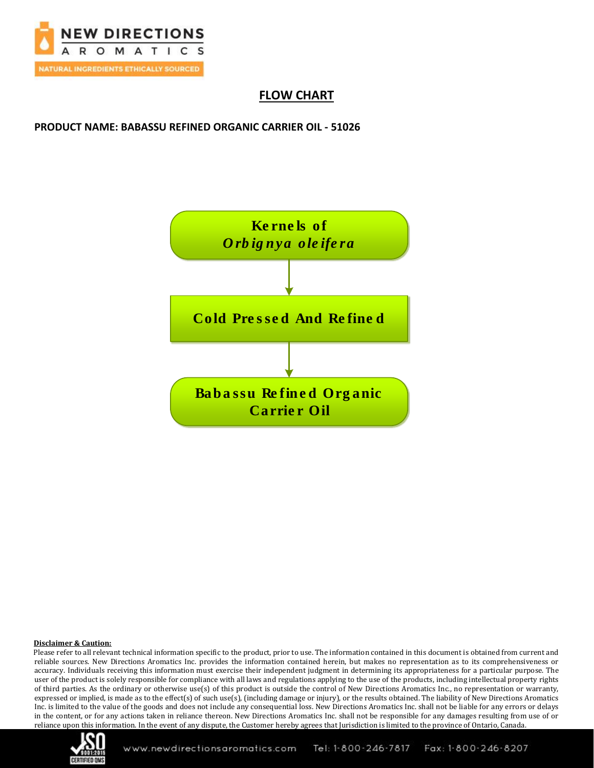# FLOW CHART

**PRODUCT NAME: BABASSU REFINED ORGANIC CARRIER OIL - 51026**

**Kernels of *Orbignya oleifera***

↓

**Cold Pressed And Refined**

↓

**Babassu Refined Organic Carrier Oil**

**Disclaimer & Caution:**

Please refer to all relevant technical information specific to the product, prior to use. The information contained in this document is obtained from current and reliable sources. New Directions Aromatics Inc. provides the information contained herein, but makes no representation as to its comprehensiveness or accuracy. Individuals receiving this information must exercise their independent judgment in determining its appropriateness for a particular purpose. The user of the product is solely responsible for compliance with all laws and regulations applying to the use of the products, including intellectual property rights of third parties. As the ordinary or otherwise use(s) of this product is outside the control of New Directions Aromatics Inc., no representation or warranty, expressed or implied, is made as to the effect(s) of such use(s), (including damage or injury), or the results obtained. The liability of New Directions Aromatics Inc. is limited to the value of the goods and does not include any consequential loss. New Directions Aromatics Inc. shall not be liable for any errors or delays in the content, or for any actions taken in reliance thereon. New Directions Aromatics Inc. shall not be responsible for any damages resulting from use of or reliance upon this information. In the event of any dispute, the Customer hereby agrees that Jurisdiction is limited to the province of Ontario, Canada.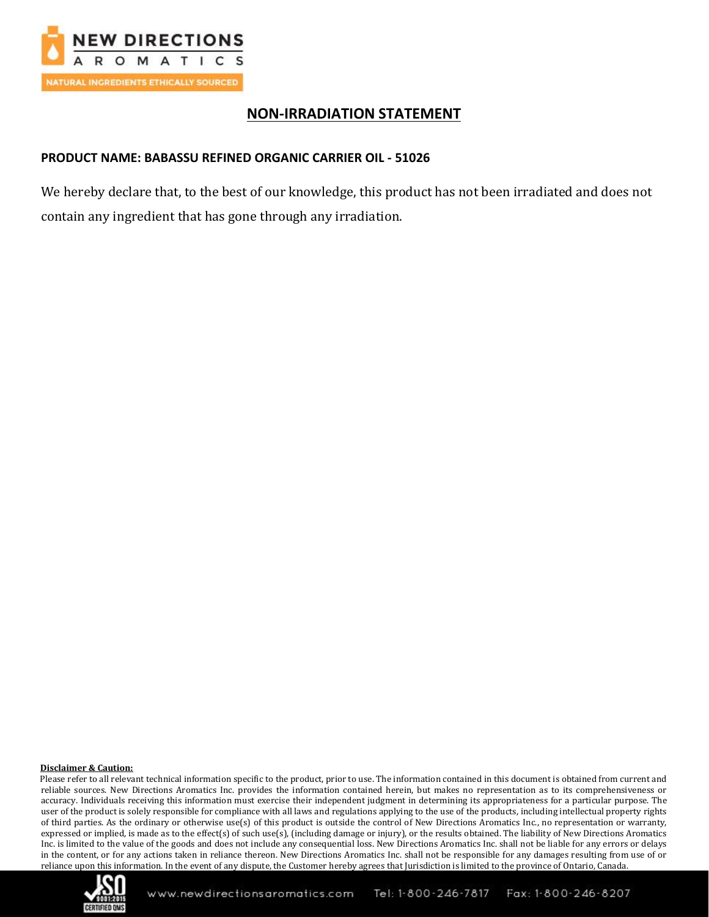# NON-IRRADIATION STATEMENT

**PRODUCT NAME: BABASSU REFINED ORGANIC CARRIER OIL - 51026**

We hereby declare that, to the best of our knowledge, this product has not been irradiated and does not contain any ingredient that has gone through any irradiation.

**Disclaimer & Caution:**

Please refer to all relevant technical information specific to the product, prior to use. The information contained in this document is obtained from current and reliable sources. New Directions Aromatics Inc. provides the information contained herein, but makes no representation as to its comprehensiveness or accuracy. Individuals receiving this information must exercise their independent judgment in determining its appropriateness for a particular purpose. The user of the product is solely responsible for compliance with all laws and regulations applying to the use of the products, including intellectual property rights of third parties. As the ordinary or otherwise use(s) of this product is outside the control of New Directions Aromatics Inc., no representation or warranty, expressed or implied, is made as to the effect(s) of such use(s), (including damage or injury), or the results obtained. The liability of New Directions Aromatics Inc. is limited to the value of the goods and does not include any consequential loss. New Directions Aromatics Inc. shall not be liable for any errors or delays in the content, or for any actions taken in reliance thereon. New Directions Aromatics Inc. shall not be responsible for any damages resulting from use of or reliance upon this information. In the event of any dispute, the Customer hereby agrees that Jurisdiction is limited to the province of Ontario, Canada.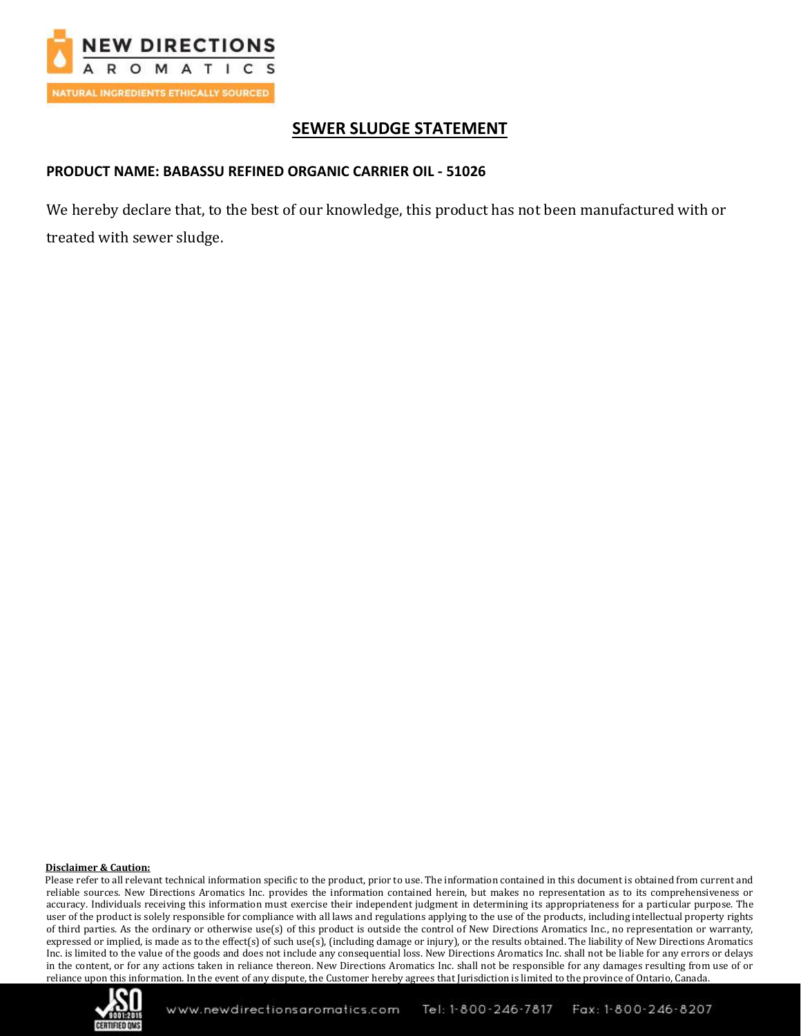## SEWER SLUDGE STATEMENT

**PRODUCT NAME: BABASSU REFINED ORGANIC CARRIER OIL - 51026**

We hereby declare that, to the best of our knowledge, this product has not been manufactured with or treated with sewer sludge.

**Disclaimer & Caution:**

Please refer to all relevant technical information specific to the product, prior to use. The information contained in this document is obtained from current and reliable sources. New Directions Aromatics Inc. provides the information contained herein, but makes no representation as to its comprehensiveness or accuracy. Individuals receiving this information must exercise their independent judgment in determining its appropriateness for a particular purpose. The user of the product is solely responsible for compliance with all laws and regulations applying to the use of the products, including intellectual property rights of third parties. As the ordinary or otherwise use(s) of this product is outside the control of New Directions Aromatics Inc., no representation or warranty, expressed or implied, is made as to the effect(s) of such use(s), (including damage or injury), or the results obtained. The liability of New Directions Aromatics Inc. is limited to the value of the goods and does not include any consequential loss. New Directions Aromatics Inc. shall not be liable for any errors or delays in the content, or for any actions taken in reliance thereon. New Directions Aromatics Inc. shall not be responsible for any damages resulting from use of or reliance upon this information. In the event of any dispute, the Customer hereby agrees that Jurisdiction is limited to the province of Ontario, Canada.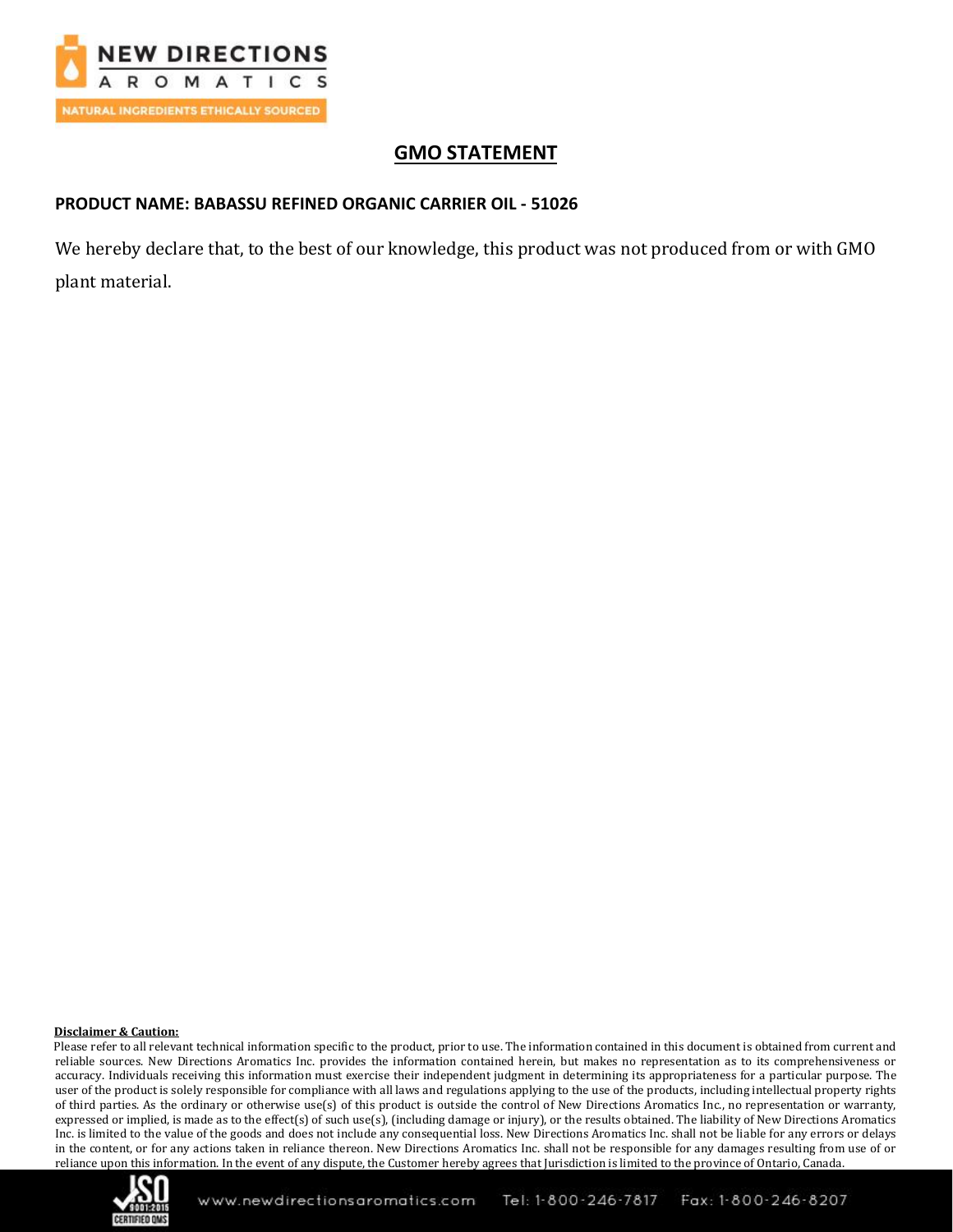# GMO STATEMENT

**PRODUCT NAME: BABASSU REFINED ORGANIC CARRIER OIL - 51026**

We hereby declare that, to the best of our knowledge, this product was not produced from or with GMO plant material.

**Disclaimer & Caution:**

Please refer to all relevant technical information specific to the product, prior to use. The information contained in this document is obtained from current and reliable sources. New Directions Aromatics Inc. provides the information contained herein, but makes no representation as to its comprehensiveness or accuracy. Individuals receiving this information must exercise their independent judgment in determining its appropriateness for a particular purpose. The user of the product is solely responsible for compliance with all laws and regulations applying to the use of the products, including intellectual property rights of third parties. As the ordinary or otherwise use(s) of this product is outside the control of New Directions Aromatics Inc., no representation or warranty, expressed or implied, is made as to the effect(s) of such use(s), (including damage or injury), or the results obtained. The liability of New Directions Aromatics Inc. is limited to the value of the goods and does not include any consequential loss. New Directions Aromatics Inc. shall not be liable for any errors or delays in the content, or for any actions taken in reliance thereon. New Directions Aromatics Inc. shall not be responsible for any damages resulting from use of or reliance upon this information. In the event of any dispute, the Customer hereby agrees that Jurisdiction is limited to the province of Ontario, Canada.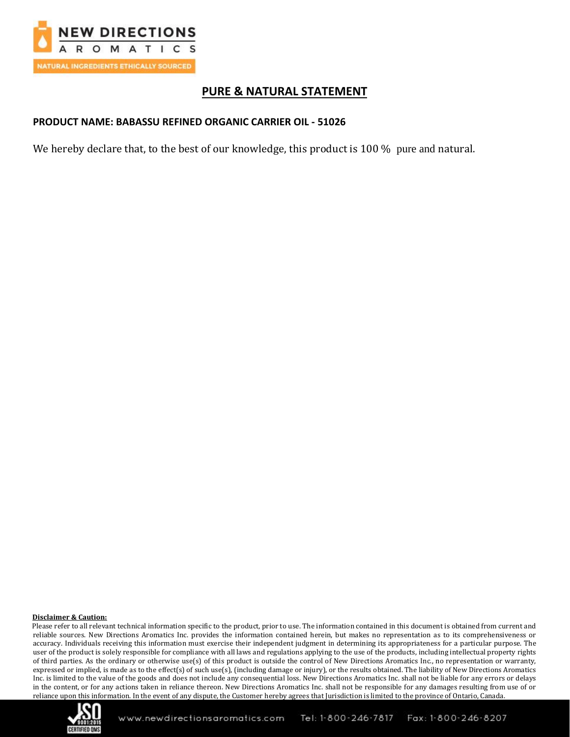# PURE & NATURAL STATEMENT

**PRODUCT NAME: BABASSU REFINED ORGANIC CARRIER OIL - 51026**

We hereby declare that, to the best of our knowledge, this product is 100 % pure and natural.

**Disclaimer & Caution:**

Please refer to all relevant technical information specific to the product, prior to use. The information contained in this document is obtained from current and reliable sources. New Directions Aromatics Inc. provides the information contained herein, but makes no representation as to its comprehensiveness or accuracy. Individuals receiving this information must exercise their independent judgment in determining its appropriateness for a particular purpose. The user of the product is solely responsible for compliance with all laws and regulations applying to the use of the products, including intellectual property rights of third parties. As the ordinary or otherwise use(s) of this product is outside the control of New Directions Aromatics Inc., no representation or warranty, expressed or implied, is made as to the effect(s) of such use(s), (including damage or injury), or the results obtained. The liability of New Directions Aromatics Inc. is limited to the value of the goods and does not include any consequential loss. New Directions Aromatics Inc. shall not be liable for any errors or delays in the content, or for any actions taken in reliance thereon. New Directions Aromatics Inc. shall not be responsible for any damages resulting from use of or reliance upon this information. In the event of any dispute, the Customer hereby agrees that Jurisdiction is limited to the province of Ontario, Canada.

www.newdirectionsaromatics.com Tel: 1-800-246-7817 Fax: 1-800-246-8207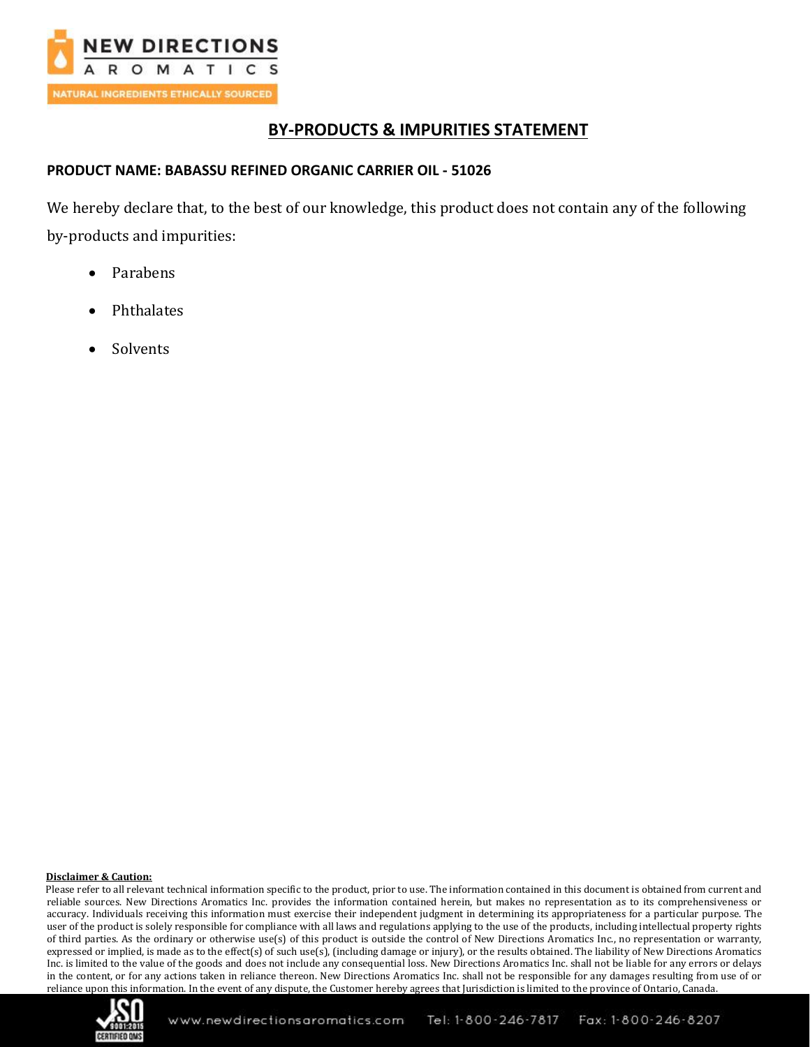## BY-PRODUCTS & IMPURITIES STATEMENT

**PRODUCT NAME: BABASSU REFINED ORGANIC CARRIER OIL - 51026**

We hereby declare that, to the best of our knowledge, this product does not contain any of the following by-products and impurities:

- Parabens
- Phthalates
- Solvents

**Disclaimer & Caution:**

Please refer to all relevant technical information specific to the product, prior to use. The information contained in this document is obtained from current and reliable sources. New Directions Aromatics Inc. provides the information contained herein, but makes no representation as to its comprehensiveness or accuracy. Individuals receiving this information must exercise their independent judgment in determining its appropriateness for a particular purpose. The user of the product is solely responsible for compliance with all laws and regulations applying to the use of the products, including intellectual property rights of third parties. As the ordinary or otherwise use(s) of this product is outside the control of New Directions Aromatics Inc., no representation or warranty, expressed or implied, is made as to the effect(s) of such use(s), (including damage or injury), or the results obtained. The liability of New Directions Aromatics Inc. is limited to the value of the goods and does not include any consequential loss. New Directions Aromatics Inc. shall not be liable for any errors or delays in the content, or for any actions taken in reliance thereon. New Directions Aromatics Inc. shall not be responsible for any damages resulting from use of or reliance upon this information. In the event of any dispute, the Customer hereby agrees that Jurisdiction is limited to the province of Ontario, Canada.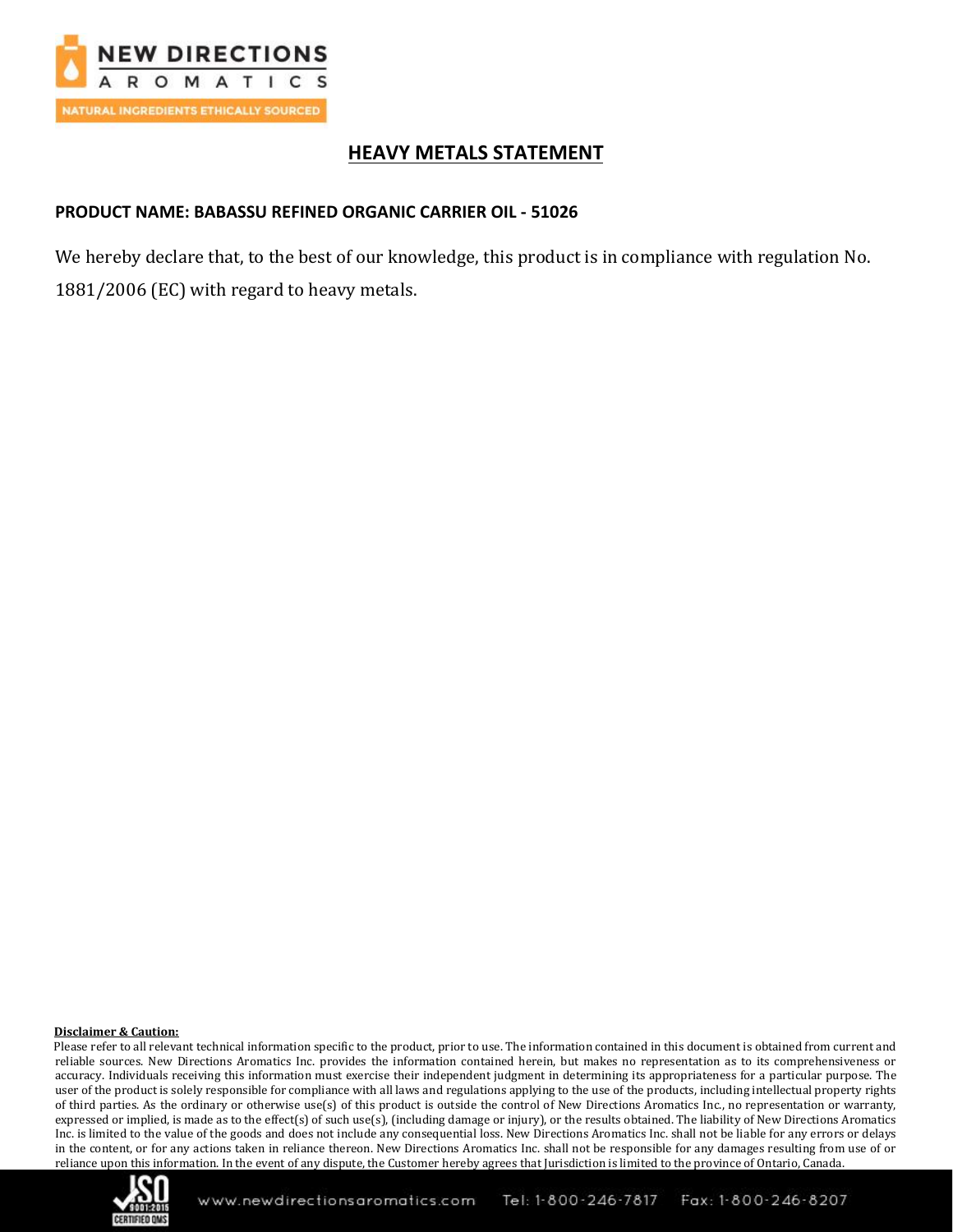# HEAVY METALS STATEMENT

**PRODUCT NAME: BABASSU REFINED ORGANIC CARRIER OIL - 51026**

We hereby declare that, to the best of our knowledge, this product is in compliance with regulation No. 1881/2006 (EC) with regard to heavy metals.

**Disclaimer & Caution:**

Please refer to all relevant technical information specific to the product, prior to use. The information contained in this document is obtained from current and reliable sources. New Directions Aromatics Inc. provides the information contained herein, but makes no representation as to its comprehensiveness or accuracy. Individuals receiving this information must exercise their independent judgment in determining its appropriateness for a particular purpose. The user of the product is solely responsible for compliance with all laws and regulations applying to the use of the products, including intellectual property rights of third parties. As the ordinary or otherwise use(s) of this product is outside the control of New Directions Aromatics Inc., no representation or warranty, expressed or implied, is made as to the effect(s) of such use(s), (including damage or injury), or the results obtained. The liability of New Directions Aromatics Inc. is limited to the value of the goods and does not include any consequential loss. New Directions Aromatics Inc. shall not be liable for any errors or delays in the content, or for any actions taken in reliance thereon. New Directions Aromatics Inc. shall not be responsible for any damages resulting from use of or reliance upon this information. In the event of any dispute, the Customer hereby agrees that Jurisdiction is limited to the province of Ontario, Canada.

www.newdirectionsaromatics.com Tel: 1-800-246-7817 Fax: 1-800-246-8207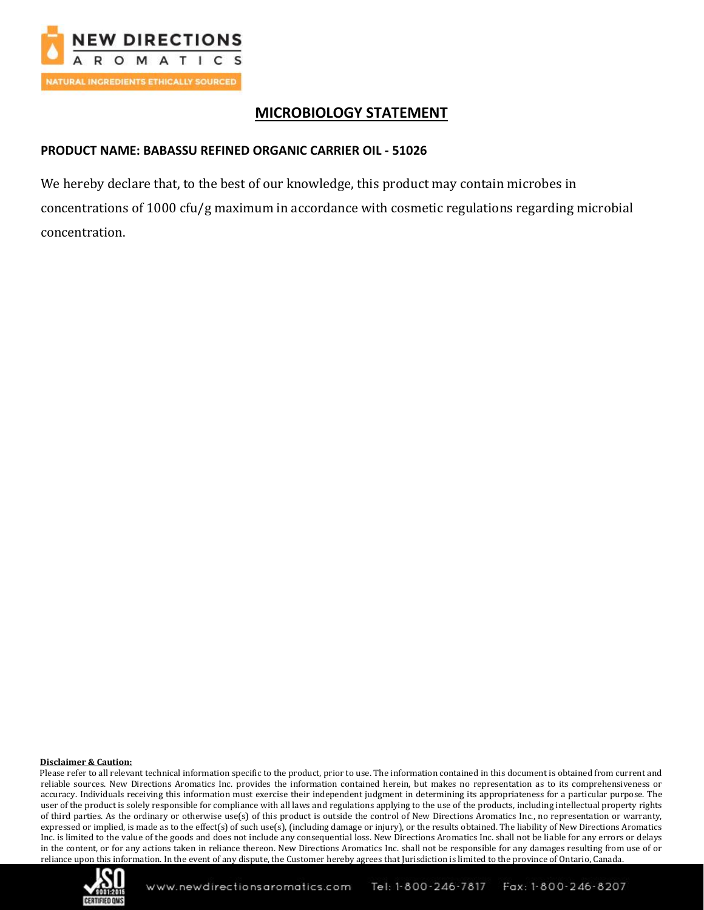# MICROBIOLOGY STATEMENT

**PRODUCT NAME: BABASSU REFINED ORGANIC CARRIER OIL - 51026**

We hereby declare that, to the best of our knowledge, this product may contain microbes in concentrations of 1000 cfu/g maximum in accordance with cosmetic regulations regarding microbial concentration.

**Disclaimer & Caution:**

Please refer to all relevant technical information specific to the product, prior to use. The information contained in this document is obtained from current and reliable sources. New Directions Aromatics Inc. provides the information contained herein, but makes no representation as to its comprehensiveness or accuracy. Individuals receiving this information must exercise their independent judgment in determining its appropriateness for a particular purpose. The user of the product is solely responsible for compliance with all laws and regulations applying to the use of the products, including intellectual property rights of third parties. As the ordinary or otherwise use(s) of this product is outside the control of New Directions Aromatics Inc., no representation or warranty, expressed or implied, is made as to the effect(s) of such use(s), (including damage or injury), or the results obtained. The liability of New Directions Aromatics Inc. is limited to the value of the goods and does not include any consequential loss. New Directions Aromatics Inc. shall not be liable for any errors or delays in the content, or for any actions taken in reliance thereon. New Directions Aromatics Inc. shall not be responsible for any damages resulting from use of or reliance upon this information. In the event of any dispute, the Customer hereby agrees that Jurisdiction is limited to the province of Ontario, Canada.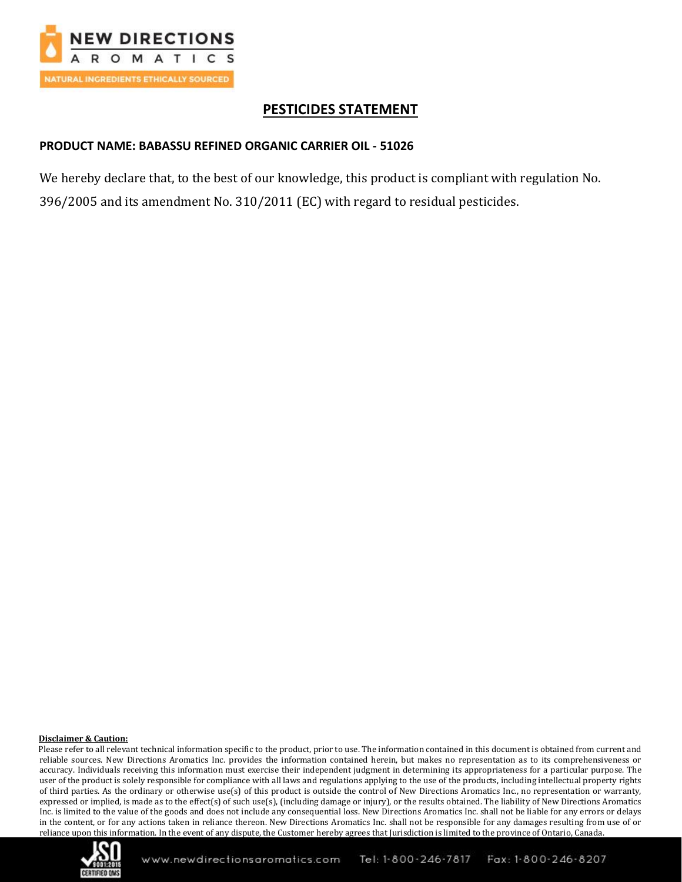# PESTICIDES STATEMENT

**PRODUCT NAME: BABASSU REFINED ORGANIC CARRIER OIL - 51026**

We hereby declare that, to the best of our knowledge, this product is compliant with regulation No. 396/2005 and its amendment No. 310/2011 (EC) with regard to residual pesticides.

**Disclaimer & Caution:**

Please refer to all relevant technical information specific to the product, prior to use. The information contained in this document is obtained from current and reliable sources. New Directions Aromatics Inc. provides the information contained herein, but makes no representation as to its comprehensiveness or accuracy. Individuals receiving this information must exercise their independent judgment in determining its appropriateness for a particular purpose. The user of the product is solely responsible for compliance with all laws and regulations applying to the use of the products, including intellectual property rights of third parties. As the ordinary or otherwise use(s) of this product is outside the control of New Directions Aromatics Inc., no representation or warranty, expressed or implied, is made as to the effect(s) of such use(s), (including damage or injury), or the results obtained. The liability of New Directions Aromatics Inc. is limited to the value of the goods and does not include any consequential loss. New Directions Aromatics Inc. shall not be liable for any errors or delays in the content, or for any actions taken in reliance thereon. New Directions Aromatics Inc. shall not be responsible for any damages resulting from use of or reliance upon this information. In the event of any dispute, the Customer hereby agrees that Jurisdiction is limited to the province of Ontario, Canada.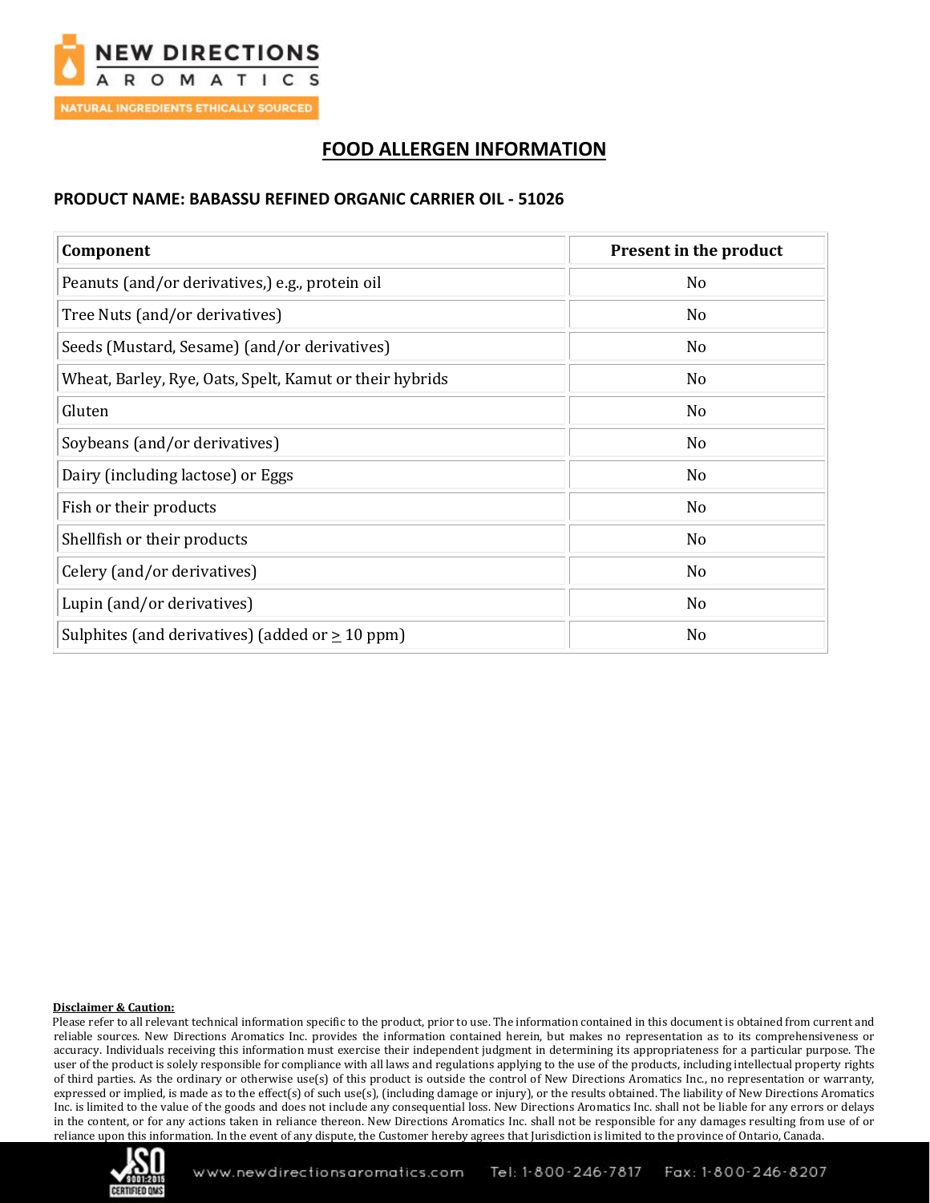# FOOD ALLERGEN INFORMATION

**PRODUCT NAME: BABASSU REFINED ORGANIC CARRIER OIL - 51026**

| Component | Present in the product |
| --- | --- |
| Peanuts (and/or derivatives,) e.g., protein oil | No |
| Tree Nuts (and/or derivatives) | No |
| Seeds (Mustard, Sesame) (and/or derivatives) | No |
| Wheat, Barley, Rye, Oats, Spelt, Kamut or their hybrids | No |
| Gluten | No |
| Soybeans (and/or derivatives) | No |
| Dairy (including lactose) or Eggs | No |
| Fish or their products | No |
| Shellfish or their products | No |
| Celery (and/or derivatives) | No |
| Lupin (and/or derivatives) | No |
| Sulphites (and derivatives) (added or $\geq$ 10 ppm) | No |

**Disclaimer & Caution:**

Please refer to all relevant technical information specific to the product, prior to use. The information contained in this document is obtained from current and reliable sources. New Directions Aromatics Inc. provides the information contained herein, but makes no representation as to its comprehensiveness or accuracy. Individuals receiving this information must exercise their independent judgment in determining its appropriateness for a particular purpose. The user of the product is solely responsible for compliance with all laws and regulations applying to the use of the products, including intellectual property rights of third parties. As the ordinary or otherwise use(s) of this product is outside the control of New Directions Aromatics Inc., no representation or warranty, expressed or implied, is made as to the effect(s) of such use(s), (including damage or injury), or the results obtained. The liability of New Directions Aromatics Inc. is limited to the value of the goods and does not include any consequential loss. New Directions Aromatics Inc. shall not be liable for any errors or delays in the content, or for any actions taken in reliance thereon. New Directions Aromatics Inc. shall not be responsible for any damages resulting from use of or reliance upon this information. In the event of any dispute, the Customer hereby agrees that Jurisdiction is limited to the province of Ontario, Canada.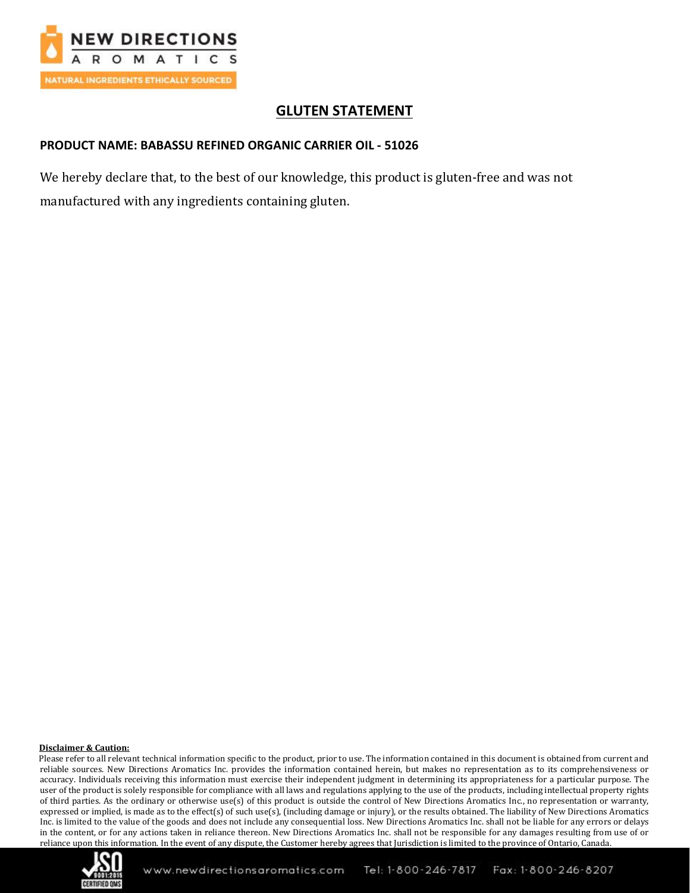# GLUTEN STATEMENT

**PRODUCT NAME: BABASSU REFINED ORGANIC CARRIER OIL - 51026**

We hereby declare that, to the best of our knowledge, this product is gluten-free and was not manufactured with any ingredients containing gluten.

**Disclaimer & Caution:**

Please refer to all relevant technical information specific to the product, prior to use. The information contained in this document is obtained from current and reliable sources. New Directions Aromatics Inc. provides the information contained herein, but makes no representation as to its comprehensiveness or accuracy. Individuals receiving this information must exercise their independent judgment in determining its appropriateness for a particular purpose. The user of the product is solely responsible for compliance with all laws and regulations applying to the use of the products, including intellectual property rights of third parties. As the ordinary or otherwise use(s) of this product is outside the control of New Directions Aromatics Inc., no representation or warranty, expressed or implied, is made as to the effect(s) of such use(s), (including damage or injury), or the results obtained. The liability of New Directions Aromatics Inc. is limited to the value of the goods and does not include any consequential loss. New Directions Aromatics Inc. shall not be liable for any errors or delays in the content, or for any actions taken in reliance thereon. New Directions Aromatics Inc. shall not be responsible for any damages resulting from use of or reliance upon this information. In the event of any dispute, the Customer hereby agrees that Jurisdiction is limited to the province of Ontario, Canada.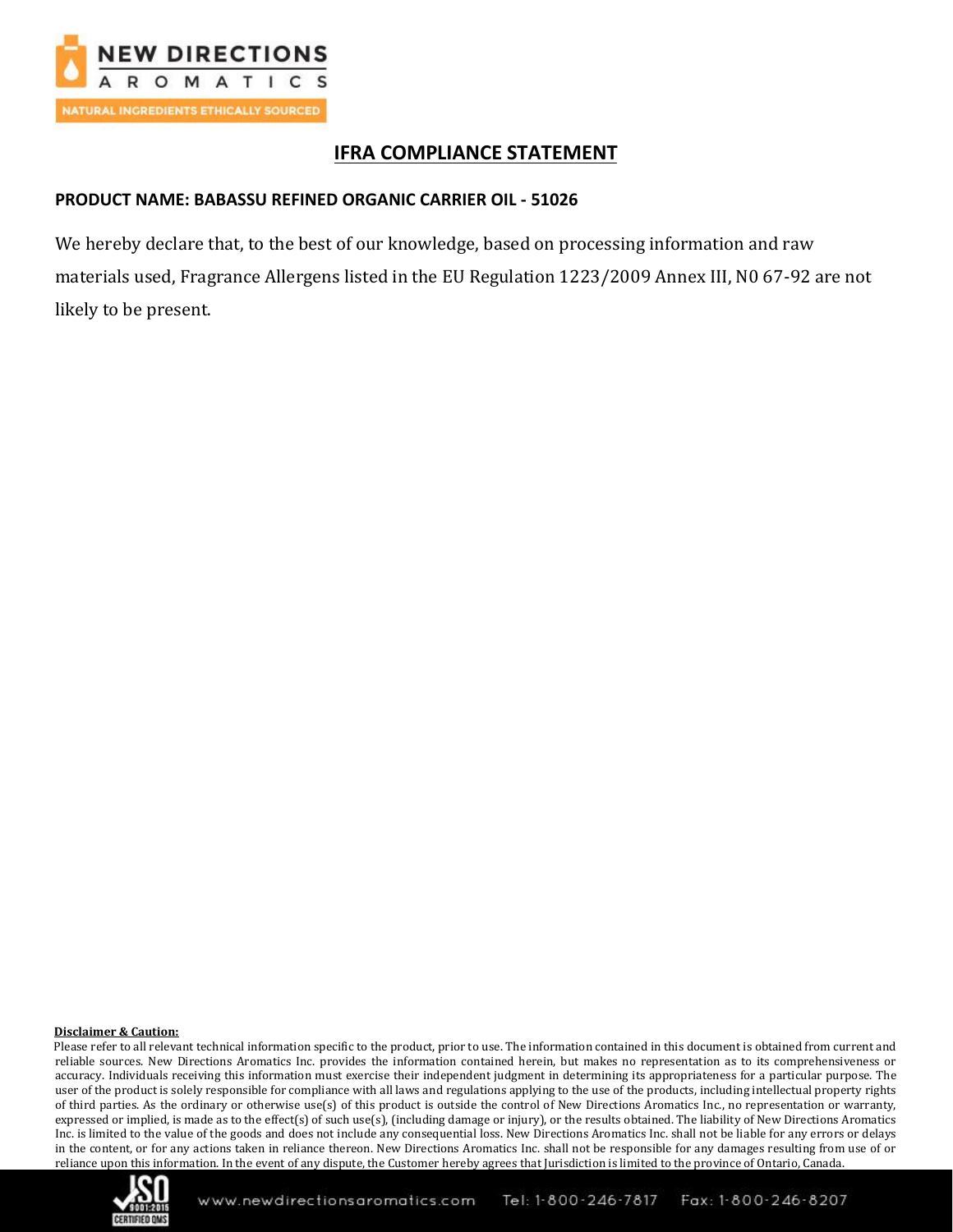# IFRA COMPLIANCE STATEMENT

**PRODUCT NAME: BABASSU REFINED ORGANIC CARRIER OIL - 51026**

We hereby declare that, to the best of our knowledge, based on processing information and raw materials used, Fragrance Allergens listed in the EU Regulation 1223/2009 Annex III, N0 67-92 are not likely to be present.

**Disclaimer & Caution:**

Please refer to all relevant technical information specific to the product, prior to use. The information contained in this document is obtained from current and reliable sources. New Directions Aromatics Inc. provides the information contained herein, but makes no representation as to its comprehensiveness or accuracy. Individuals receiving this information must exercise their independent judgment in determining its appropriateness for a particular purpose. The user of the product is solely responsible for compliance with all laws and regulations applying to the use of the products, including intellectual property rights of third parties. As the ordinary or otherwise use(s) of this product is outside the control of New Directions Aromatics Inc., no representation or warranty, expressed or implied, is made as to the effect(s) of such use(s), (including damage or injury), or the results obtained. The liability of New Directions Aromatics Inc. is limited to the value of the goods and does not include any consequential loss. New Directions Aromatics Inc. shall not be liable for any errors or delays in the content, or for any actions taken in reliance thereon. New Directions Aromatics Inc. shall not be responsible for any damages resulting from use of or reliance upon this information. In the event of any dispute, the Customer hereby agrees that Jurisdiction is limited to the province of Ontario, Canada.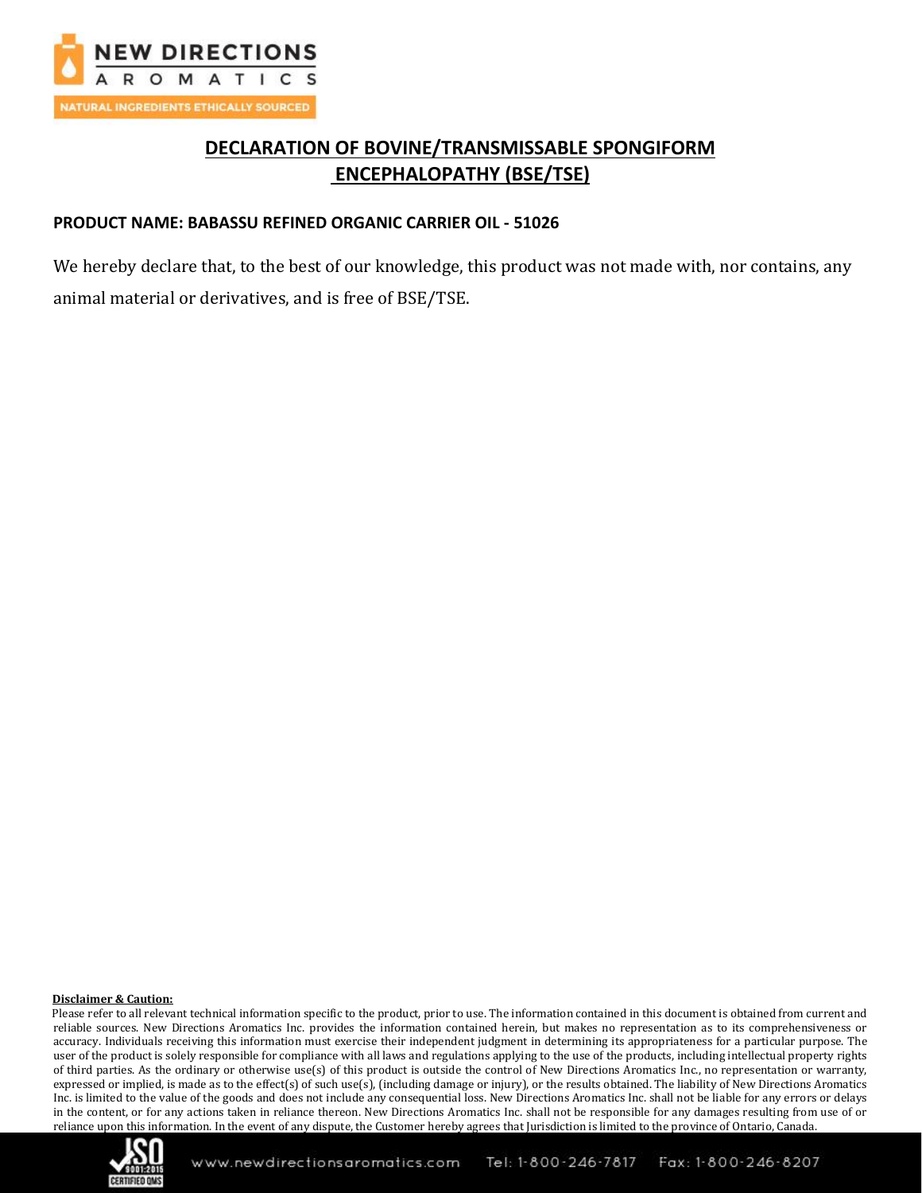## DECLARATION OF BOVINE/TRANSMISSABLE SPONGIFORM ENCEPHALOPATHY (BSE/TSE)

**PRODUCT NAME: BABASSU REFINED ORGANIC CARRIER OIL - 51026**

We hereby declare that, to the best of our knowledge, this product was not made with, nor contains, any animal material or derivatives, and is free of BSE/TSE.

**Disclaimer & Caution:**

Please refer to all relevant technical information specific to the product, prior to use. The information contained in this document is obtained from current and reliable sources. New Directions Aromatics Inc. provides the information contained herein, but makes no representation as to its comprehensiveness or accuracy. Individuals receiving this information must exercise their independent judgment in determining its appropriateness for a particular purpose. The user of the product is solely responsible for compliance with all laws and regulations applying to the use of the products, including intellectual property rights of third parties. As the ordinary or otherwise use(s) of this product is outside the control of New Directions Aromatics Inc., no representation or warranty, expressed or implied, is made as to the effect(s) of such use(s), (including damage or injury), or the results obtained. The liability of New Directions Aromatics Inc. is limited to the value of the goods and does not include any consequential loss. New Directions Aromatics Inc. shall not be liable for any errors or delays in the content, or for any actions taken in reliance thereon. New Directions Aromatics Inc. shall not be responsible for any damages resulting from use of or reliance upon this information. In the event of any dispute, the Customer hereby agrees that Jurisdiction is limited to the province of Ontario, Canada.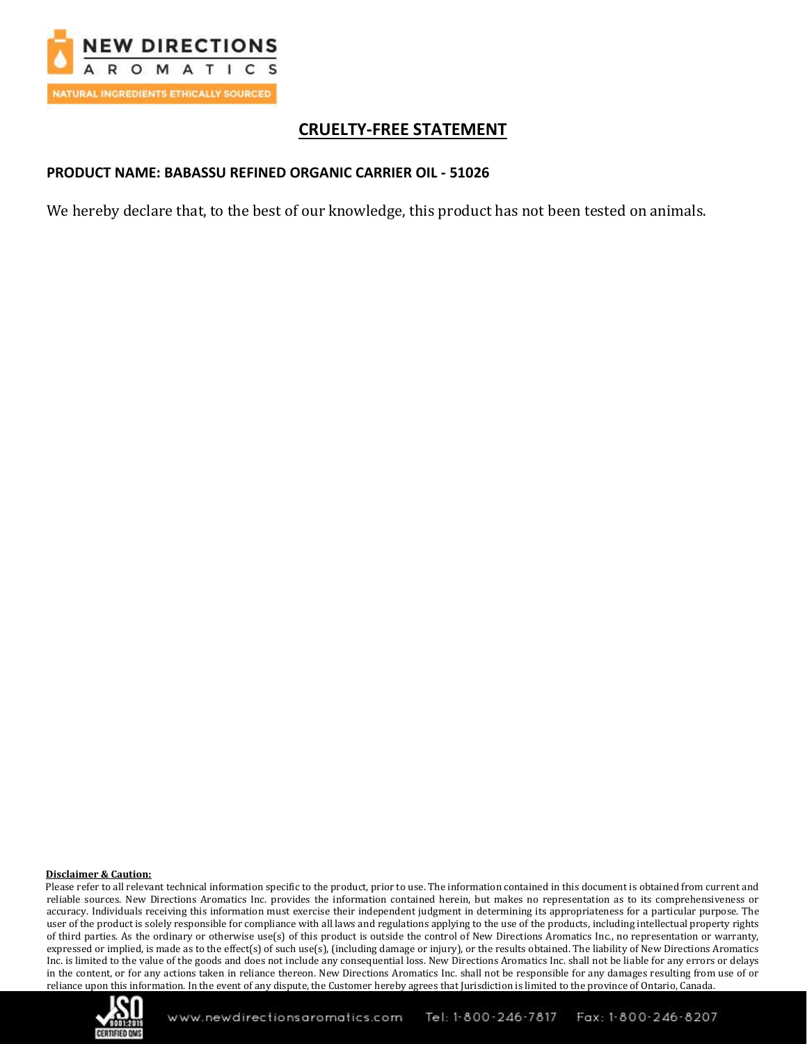# CRUELTY-FREE STATEMENT

**PRODUCT NAME: BABASSU REFINED ORGANIC CARRIER OIL - 51026**

We hereby declare that, to the best of our knowledge, this product has not been tested on animals.

**Disclaimer & Caution:**

Please refer to all relevant technical information specific to the product, prior to use. The information contained in this document is obtained from current and reliable sources. New Directions Aromatics Inc. provides the information contained herein, but makes no representation as to its comprehensiveness or accuracy. Individuals receiving this information must exercise their independent judgment in determining its appropriateness for a particular purpose. The user of the product is solely responsible for compliance with all laws and regulations applying to the use of the products, including intellectual property rights of third parties. As the ordinary or otherwise use(s) of this product is outside the control of New Directions Aromatics Inc., no representation or warranty, expressed or implied, is made as to the effect(s) of such use(s), (including damage or injury), or the results obtained. The liability of New Directions Aromatics Inc. is limited to the value of the goods and does not include any consequential loss. New Directions Aromatics Inc. shall not be liable for any errors or delays in the content, or for any actions taken in reliance thereon. New Directions Aromatics Inc. shall not be responsible for any damages resulting from use of or reliance upon this information. In the event of any dispute, the Customer hereby agrees that Jurisdiction is limited to the province of Ontario, Canada.

www.newdirectionsaromatics.com Tel: 1-800-246-7817 Fax: 1-800-246-8207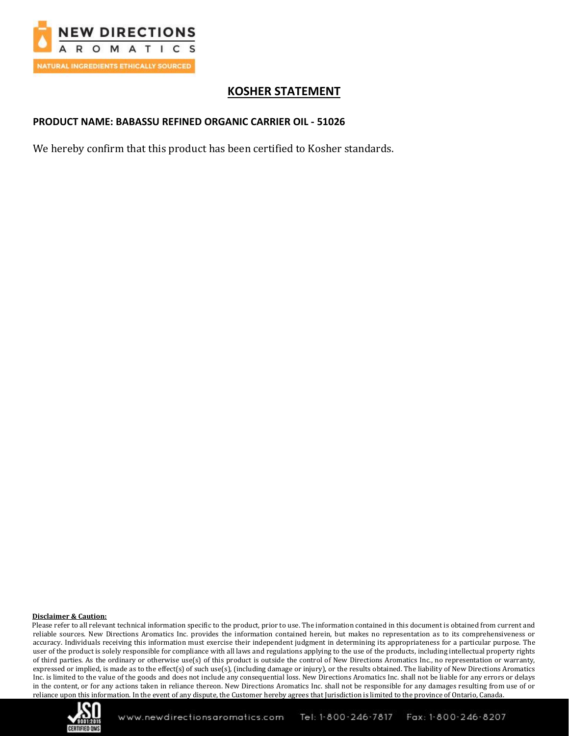# KOSHER STATEMENT

**PRODUCT NAME: BABASSU REFINED ORGANIC CARRIER OIL - 51026**

We hereby confirm that this product has been certified to Kosher standards.

**Disclaimer & Caution:**

Please refer to all relevant technical information specific to the product, prior to use. The information contained in this document is obtained from current and reliable sources. New Directions Aromatics Inc. provides the information contained herein, but makes no representation as to its comprehensiveness or accuracy. Individuals receiving this information must exercise their independent judgment in determining its appropriateness for a particular purpose. The user of the product is solely responsible for compliance with all laws and regulations applying to the use of the products, including intellectual property rights of third parties. As the ordinary or otherwise use(s) of this product is outside the control of New Directions Aromatics Inc., no representation or warranty, expressed or implied, is made as to the effect(s) of such use(s), (including damage or injury), or the results obtained. The liability of New Directions Aromatics Inc. is limited to the value of the goods and does not include any consequential loss. New Directions Aromatics Inc. shall not be liable for any errors or delays in the content, or for any actions taken in reliance thereon. New Directions Aromatics Inc. shall not be responsible for any damages resulting from use of or reliance upon this information. In the event of any dispute, the Customer hereby agrees that Jurisdiction is limited to the province of Ontario, Canada.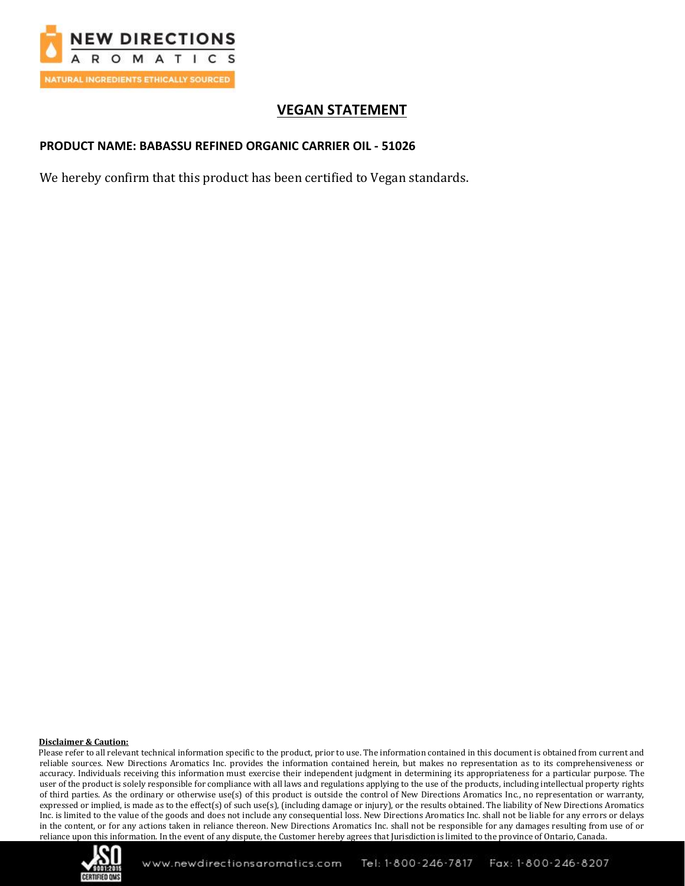# VEGAN STATEMENT

**PRODUCT NAME: BABASSU REFINED ORGANIC CARRIER OIL - 51026**

We hereby confirm that this product has been certified to Vegan standards.

**Disclaimer & Caution:**

Please refer to all relevant technical information specific to the product, prior to use. The information contained in this document is obtained from current and reliable sources. New Directions Aromatics Inc. provides the information contained herein, but makes no representation as to its comprehensiveness or accuracy. Individuals receiving this information must exercise their independent judgment in determining its appropriateness for a particular purpose. The user of the product is solely responsible for compliance with all laws and regulations applying to the use of the products, including intellectual property rights of third parties. As the ordinary or otherwise use(s) of this product is outside the control of New Directions Aromatics Inc., no representation or warranty, expressed or implied, is made as to the effect(s) of such use(s), (including damage or injury), or the results obtained. The liability of New Directions Aromatics Inc. is limited to the value of the goods and does not include any consequential loss. New Directions Aromatics Inc. shall not be liable for any errors or delays in the content, or for any actions taken in reliance thereon. New Directions Aromatics Inc. shall not be responsible for any damages resulting from use of or reliance upon this information. In the event of any dispute, the Customer hereby agrees that Jurisdiction is limited to the province of Ontario, Canada.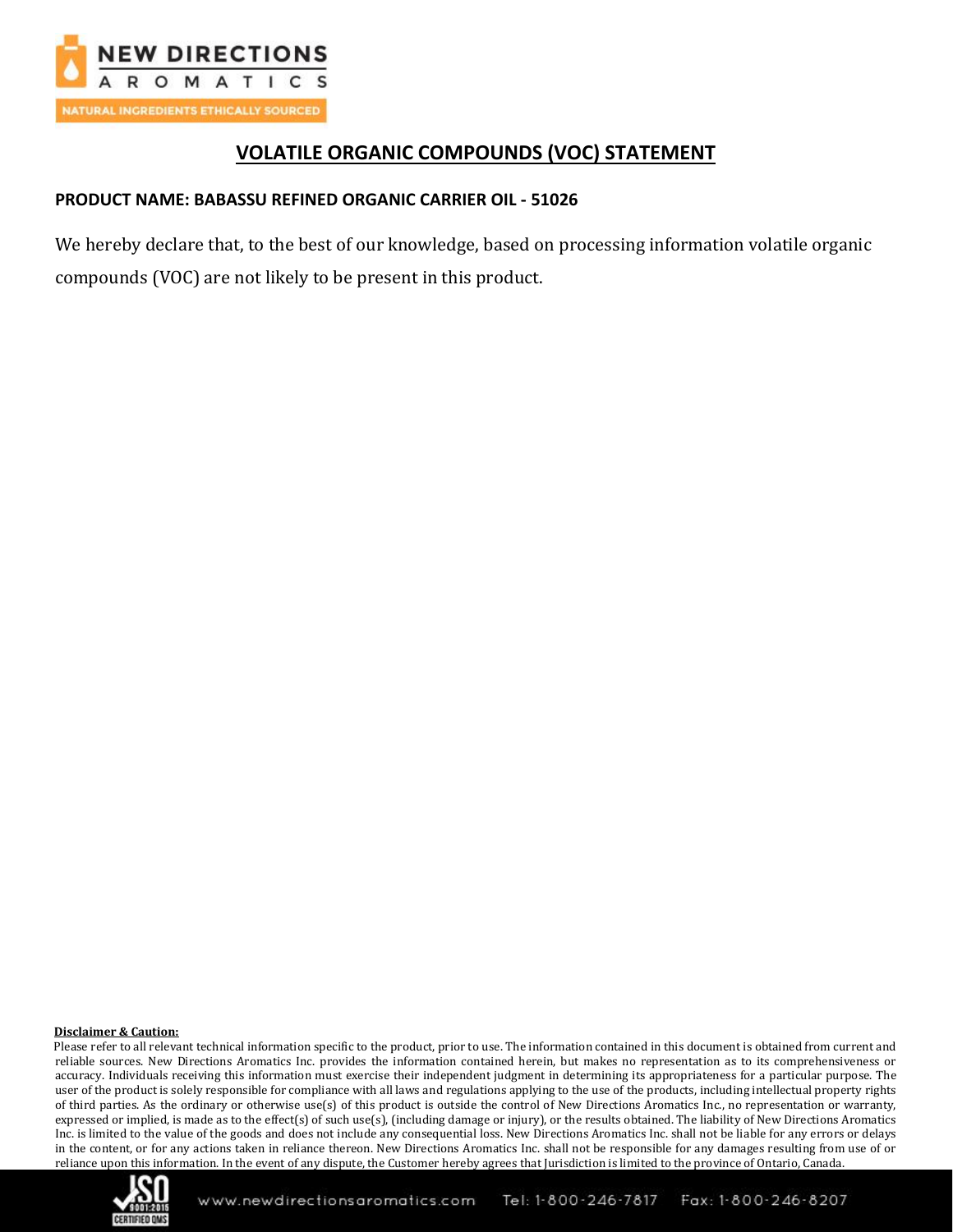# VOLATILE ORGANIC COMPOUNDS (VOC) STATEMENT

**PRODUCT NAME: BABASSU REFINED ORGANIC CARRIER OIL - 51026**

We hereby declare that, to the best of our knowledge, based on processing information volatile organic compounds (VOC) are not likely to be present in this product.

**Disclaimer & Caution:**

Please refer to all relevant technical information specific to the product, prior to use. The information contained in this document is obtained from current and reliable sources. New Directions Aromatics Inc. provides the information contained herein, but makes no representation as to its comprehensiveness or accuracy. Individuals receiving this information must exercise their independent judgment in determining its appropriateness for a particular purpose. The user of the product is solely responsible for compliance with all laws and regulations applying to the use of the products, including intellectual property rights of third parties. As the ordinary or otherwise use(s) of this product is outside the control of New Directions Aromatics Inc., no representation or warranty, expressed or implied, is made as to the effect(s) of such use(s), (including damage or injury), or the results obtained. The liability of New Directions Aromatics Inc. is limited to the value of the goods and does not include any consequential loss. New Directions Aromatics Inc. shall not be liable for any errors or delays in the content, or for any actions taken in reliance thereon. New Directions Aromatics Inc. shall not be responsible for any damages resulting from use of or reliance upon this information. In the event of any dispute, the Customer hereby agrees that Jurisdiction is limited to the province of Ontario, Canada.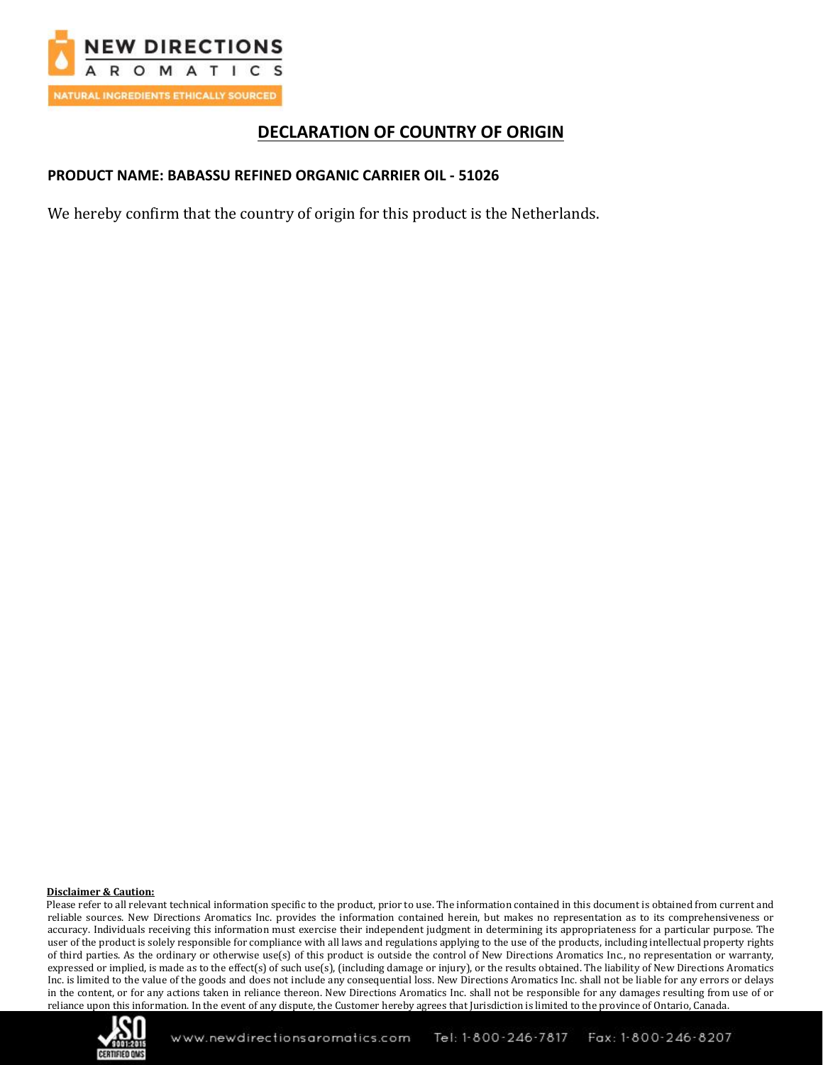# DECLARATION OF COUNTRY OF ORIGIN

**PRODUCT NAME: BABASSU REFINED ORGANIC CARRIER OIL - 51026**

We hereby confirm that the country of origin for this product is the Netherlands.

**Disclaimer & Caution:**

Please refer to all relevant technical information specific to the product, prior to use. The information contained in this document is obtained from current and reliable sources. New Directions Aromatics Inc. provides the information contained herein, but makes no representation as to its comprehensiveness or accuracy. Individuals receiving this information must exercise their independent judgment in determining its appropriateness for a particular purpose. The user of the product is solely responsible for compliance with all laws and regulations applying to the use of the products, including intellectual property rights of third parties. As the ordinary or otherwise use(s) of this product is outside the control of New Directions Aromatics Inc., no representation or warranty, expressed or implied, is made as to the effect(s) of such use(s), (including damage or injury), or the results obtained. The liability of New Directions Aromatics Inc. is limited to the value of the goods and does not include any consequential loss. New Directions Aromatics Inc. shall not be liable for any errors or delays in the content, or for any actions taken in reliance thereon. New Directions Aromatics Inc. shall not be responsible for any damages resulting from use of or reliance upon this information. In the event of any dispute, the Customer hereby agrees that Jurisdiction is limited to the province of Ontario, Canada.